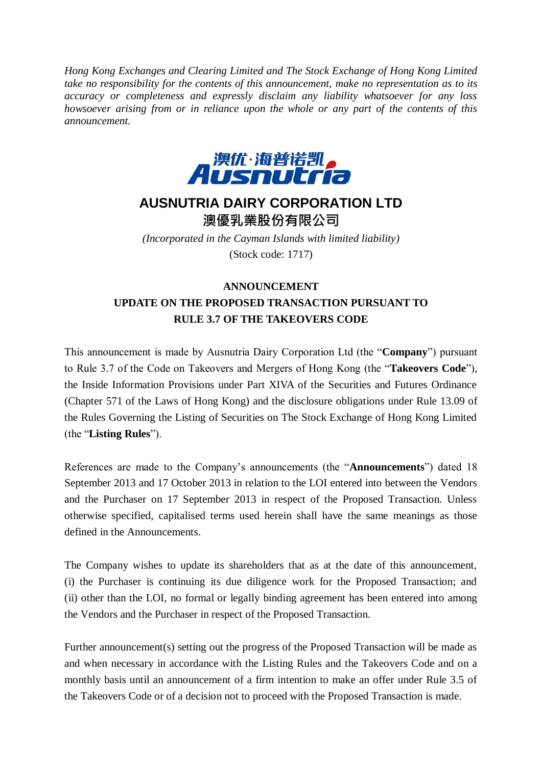*Hong Kong Exchanges and Clearing Limited and The Stock Exchange of Hong Kong Limited take no responsibility for the contents of this announcement, make no representation as to its accuracy or completeness and expressly disclaim any liability whatsoever for any loss howsoever arising from or in reliance upon the whole or any part of the contents of this announcement.*

# AUSNUTRIA DAIRY CORPORATION LTD

# 澳優乳業股份有限公司

*(Incorporated in the Cayman Islands with limited liability)*

(Stock code: 1717)

## ANNOUNCEMENT

## UPDATE ON THE PROPOSED TRANSACTION PURSUANT TO RULE 3.7 OF THE TAKEOVERS CODE

This announcement is made by Ausnutria Dairy Corporation Ltd (the "**Company**") pursuant to Rule 3.7 of the Code on Takeovers and Mergers of Hong Kong (the "**Takeovers Code**"), the Inside Information Provisions under Part XIVA of the Securities and Futures Ordinance (Chapter 571 of the Laws of Hong Kong) and the disclosure obligations under Rule 13.09 of the Rules Governing the Listing of Securities on The Stock Exchange of Hong Kong Limited (the "**Listing Rules**").

References are made to the Company's announcements (the "**Announcements**") dated 18 September 2013 and 17 October 2013 in relation to the LOI entered into between the Vendors and the Purchaser on 17 September 2013 in respect of the Proposed Transaction. Unless otherwise specified, capitalised terms used herein shall have the same meanings as those defined in the Announcements.

The Company wishes to update its shareholders that as at the date of this announcement, (i) the Purchaser is continuing its due diligence work for the Proposed Transaction; and (ii) other than the LOI, no formal or legally binding agreement has been entered into among the Vendors and the Purchaser in respect of the Proposed Transaction.

Further announcement(s) setting out the progress of the Proposed Transaction will be made as and when necessary in accordance with the Listing Rules and the Takeovers Code and on a monthly basis until an announcement of a firm intention to make an offer under Rule 3.5 of the Takeovers Code or of a decision not to proceed with the Proposed Transaction is made.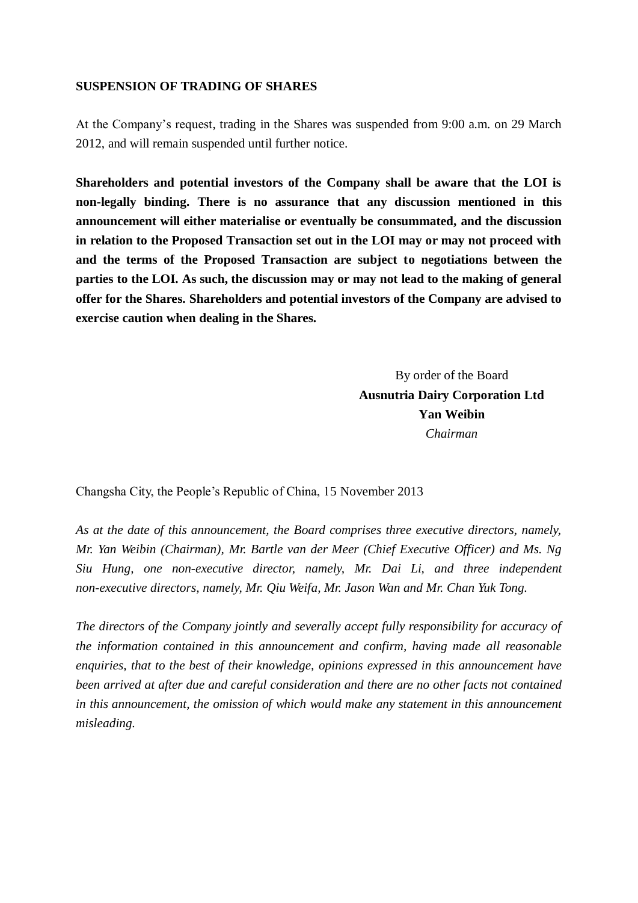**SUSPENSION OF TRADING OF SHARES**

At the Company's request, trading in the Shares was suspended from 9:00 a.m. on 29 March 2012, and will remain suspended until further notice.

**Shareholders and potential investors of the Company shall be aware that the LOI is non-legally binding. There is no assurance that any discussion mentioned in this announcement will either materialise or eventually be consummated, and the discussion in relation to the Proposed Transaction set out in the LOI may or may not proceed with and the terms of the Proposed Transaction are subject to negotiations between the parties to the LOI. As such, the discussion may or may not lead to the making of general offer for the Shares. Shareholders and potential investors of the Company are advised to exercise caution when dealing in the Shares.**

By order of the Board
**Ausnutria Dairy Corporation Ltd**
**Yan Weibin**
*Chairman*

Changsha City, the People's Republic of China, 15 November 2013

*As at the date of this announcement, the Board comprises three executive directors, namely, Mr. Yan Weibin (Chairman), Mr. Bartle van der Meer (Chief Executive Officer) and Ms. Ng Siu Hung, one non-executive director, namely, Mr. Dai Li, and three independent non-executive directors, namely, Mr. Qiu Weifa, Mr. Jason Wan and Mr. Chan Yuk Tong.*

*The directors of the Company jointly and severally accept fully responsibility for accuracy of the information contained in this announcement and confirm, having made all reasonable enquiries, that to the best of their knowledge, opinions expressed in this announcement have been arrived at after due and careful consideration and there are no other facts not contained in this announcement, the omission of which would make any statement in this announcement misleading.*